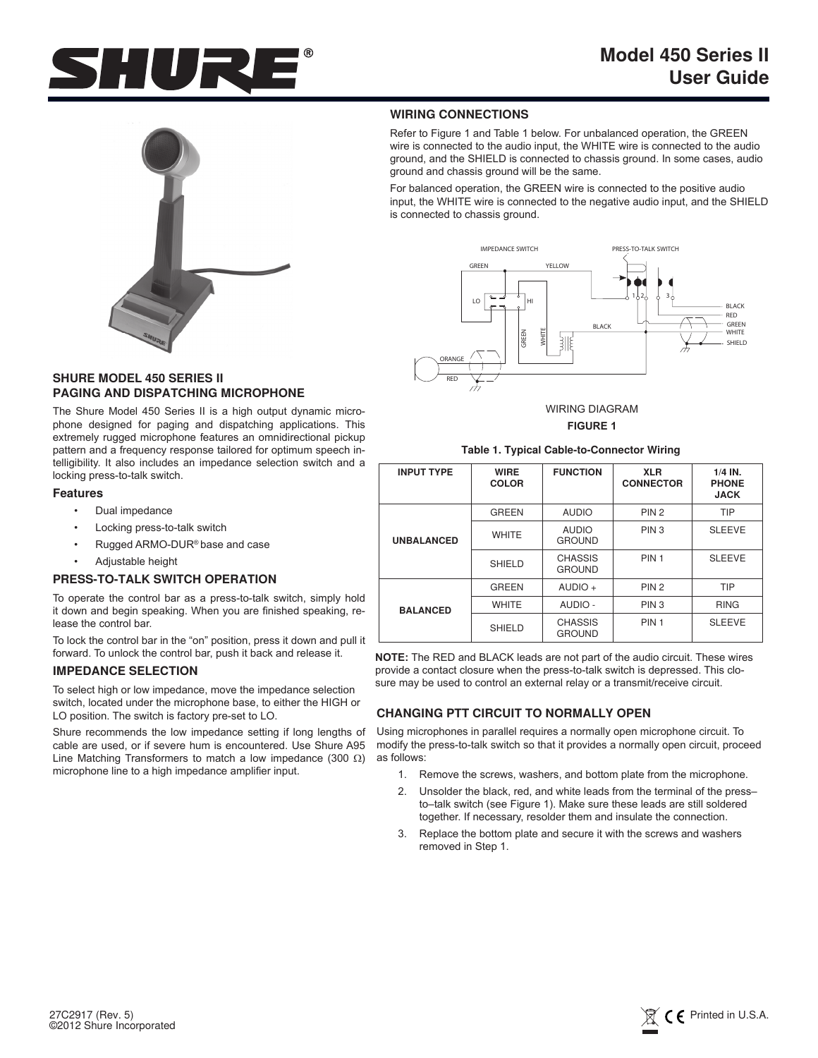# Model 450 Series II User Guide

## SHURE MODEL 450 SERIES II PAGING AND DISPATCHING MICROPHONE

The Shure Model 450 Series II is a high output dynamic microphone designed for paging and dispatching applications. This extremely rugged microphone features an omnidirectional pickup pattern and a frequency response tailored for optimum speech intelligibility. It also includes an impedance selection switch and a locking press-to-talk switch.

### Features

- Dual impedance
- Locking press-to-talk switch
- Rugged ARMO-DUR® base and case
- Adjustable height

### PRESS-TO-TALK SWITCH OPERATION

To operate the control bar as a press-to-talk switch, simply hold it down and begin speaking. When you are finished speaking, release the control bar.

To lock the control bar in the "on" position, press it down and pull it forward. To unlock the control bar, push it back and release it.

### IMPEDANCE SELECTION

To select high or low impedance, move the impedance selection switch, located under the microphone base, to either the HIGH or LO position. The switch is factory pre-set to LO.

Shure recommends the low impedance setting if long lengths of cable are used, or if severe hum is encountered. Use Shure A95 Line Matching Transformers to match a low impedance (300 Ω) microphone line to a high impedance amplifier input.

### WIRING CONNECTIONS

Refer to Figure 1 and Table 1 below. For unbalanced operation, the GREEN wire is connected to the audio input, the WHITE wire is connected to the audio ground, and the SHIELD is connected to chassis ground. In some cases, audio ground and chassis ground will be the same.

For balanced operation, the GREEN wire is connected to the positive audio input, the WHITE wire is connected to the negative audio input, and the SHIELD is connected to chassis ground.

WIRING DIAGRAM

**FIGURE 1**

**Table 1. Typical Cable-to-Connector Wiring**

| INPUT TYPE | WIRE COLOR | FUNCTION | XLR CONNECTOR | 1/4 IN. PHONE JACK |
|---|---|---|---|---|
| UNBALANCED | GREEN | AUDIO | PIN 2 | TIP |
| | WHITE | AUDIO GROUND | PIN 3 | SLEEVE |
| | SHIELD | CHASSIS GROUND | PIN 1 | SLEEVE |
| BALANCED | GREEN | AUDIO + | PIN 2 | TIP |
| | WHITE | AUDIO - | PIN 3 | RING |
| | SHIELD | CHASSIS GROUND | PIN 1 | SLEEVE |

**NOTE:** The RED and BLACK leads are not part of the audio circuit. These wires provide a contact closure when the press-to-talk switch is depressed. This closure may be used to control an external relay or a transmit/receive circuit.

### CHANGING PTT CIRCUIT TO NORMALLY OPEN

Using microphones in parallel requires a normally open microphone circuit. To modify the press-to-talk switch so that it provides a normally open circuit, proceed as follows:

1. Remove the screws, washers, and bottom plate from the microphone.
2. Unsolder the black, red, and white leads from the terminal of the press–to–talk switch (see Figure 1). Make sure these leads are still soldered together. If necessary, resolder them and insulate the connection.
3. Replace the bottom plate and secure it with the screws and washers removed in Step 1.

27C2917 (Rev. 5)
©2012 Shure Incorporated

Printed in U.S.A.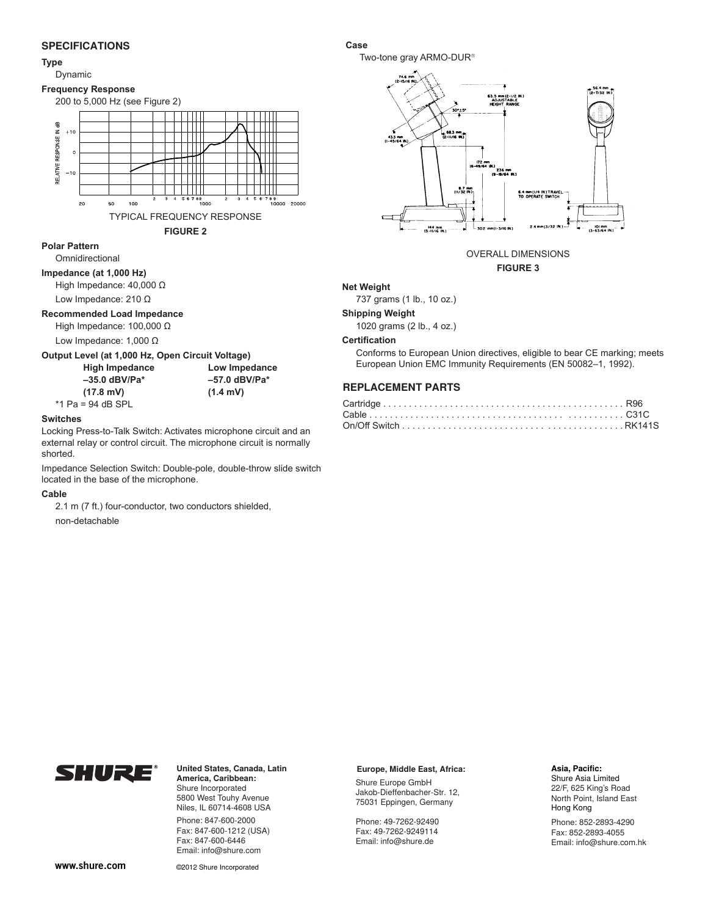## SPECIFICATIONS

**Type**

Dynamic

**Frequency Response**

200 to 5,000 Hz (see Figure 2)

RELATIVE RESPONSE IN dB

+10

0

−10

20 50 100 2 3 4 5 6 7 8 9 1000 2 3 4 5 6 7 8 9 10000 20000

TYPICAL FREQUENCY RESPONSE

**FIGURE 2**

**Polar Pattern**

Omnidirectional

**Impedance (at 1,000 Hz)**

High Impedance: 40,000 Ω

Low Impedance: 210 Ω

**Recommended Load Impedance**

High Impedance: 100,000 Ω

Low Impedance: 1,000 Ω

**Output Level (at 1,000 Hz, Open Circuit Voltage)**

| High Impedance | Low Impedance |
|---|---|
| **–35.0 dBV/Pa*** | **–57.0 dBV/Pa*** |
| **(17.8 mV)** | **(1.4 mV)** |

*1 Pa = 94 dB SPL

**Switches**

Locking Press-to-Talk Switch: Activates microphone circuit and an external relay or control circuit. The microphone circuit is normally shorted.

Impedance Selection Switch: Double-pole, double-throw slide switch located in the base of the microphone.

**Cable**

2.1 m (7 ft.) four-conductor, two conductors shielded, non-detachable

**Case**

Two-tone gray ARMO-DUR®

74.6 mm (2-15/16 IN.)

63.5 mm (2-1/2 IN.) ADJUSTABLE HEIGHT RANGE

30°±5°

56.4 mm (2-7/32 IN.)

43.3 mm (1-45/64 IN.)

68.3 mm (2-11/16 IN.)

172 mm (6-49/64 IN.)

236 mm (9-19/64 IN.)

8.7 mm (11/32 IN.)

6.4 mm (1/4 IN.) TRAVEL TO OPERATE SWITCH

144 mm (5-11/16 IN.)

30.2 mm (1-3/16 IN.)

2.4 mm (3/32 IN.)

101 mm (3-63/64 IN.)

OVERALL DIMENSIONS

**FIGURE 3**

**Net Weight**

737 grams (1 lb., 10 oz.)

**Shipping Weight**

1020 grams (2 lb., 4 oz.)

**Certification**

Conforms to European Union directives, eligible to bear CE marking; meets European Union EMC Immunity Requirements (EN 50082–1, 1992).

## REPLACEMENT PARTS

Cartridge . . . . . . . . . . . . . . . . . . . . . . . . . . . . . . . . . . . . . . . . . . . . . R96
Cable . . . . . . . . . . . . . . . . . . . . . . . . . . . . . . . . . . . . . . . . . . . . . . . . . C31C
On/Off Switch . . . . . . . . . . . . . . . . . . . . . . . . . . . . . . . . . . . . . . . . . . RK141S

SHURE®

**United States, Canada, Latin America, Caribbean:**
Shure Incorporated
5800 West Touhy Avenue
Niles, IL 60714-4608 USA
Phone: 847-600-2000
Fax: 847-600-1212 (USA)
Fax: 847-600-6446
Email: info@shure.com

**Europe, Middle East, Africa:**
Shure Europe GmbH
Jakob-Dieffenbacher-Str. 12,
75031 Eppingen, Germany
Phone: 49-7262-92490
Fax: 49-7262-9249114
Email: info@shure.de

**Asia, Pacific:**
Shure Asia Limited
22/F, 625 King's Road
North Point, Island East
Hong Kong
Phone: 852-2893-4290
Fax: 852-2893-4055
Email: info@shure.com.hk

www.shure.com

©2012 Shure Incorporated